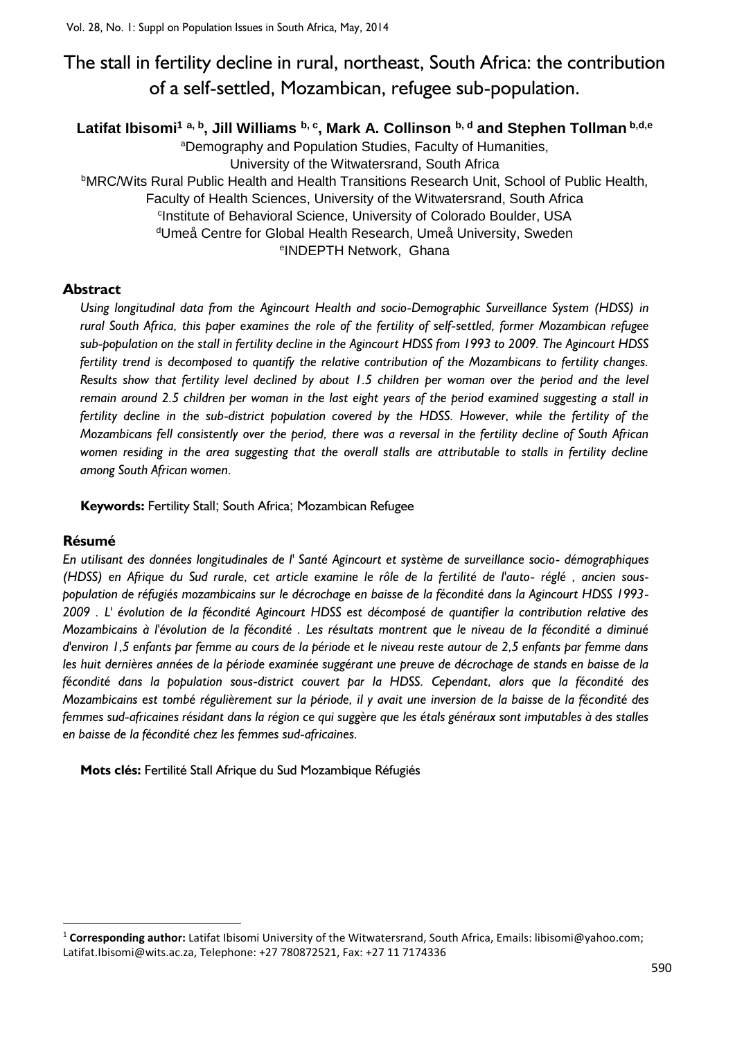# The stall in fertility decline in rural, northeast, South Africa: the contribution of a self-settled, Mozambican, refugee sub-population.

**Latifat Ibisomi[1] [a, b], Jill Williams [b, c], Mark A. Collinson [b, d] and Stephen Tollman [b,d,e]**

[a]Demography and Population Studies, Faculty of Humanities, University of the Witwatersrand, South Africa

[b]MRC/Wits Rural Public Health and Health Transitions Research Unit, School of Public Health, Faculty of Health Sciences, University of the Witwatersrand, South Africa

[c]Institute of Behavioral Science, University of Colorado Boulder, USA

[d]Umeå Centre for Global Health Research, Umeå University, Sweden

[e]INDEPTH Network, Ghana

## Abstract

*Using longitudinal data from the Agincourt Health and socio-Demographic Surveillance System (HDSS) in rural South Africa, this paper examines the role of the fertility of self-settled, former Mozambican refugee sub-population on the stall in fertility decline in the Agincourt HDSS from 1993 to 2009. The Agincourt HDSS fertility trend is decomposed to quantify the relative contribution of the Mozambicans to fertility changes. Results show that fertility level declined by about 1.5 children per woman over the period and the level remain around 2.5 children per woman in the last eight years of the period examined suggesting a stall in fertility decline in the sub-district population covered by the HDSS. However, while the fertility of the Mozambicans fell consistently over the period, there was a reversal in the fertility decline of South African women residing in the area suggesting that the overall stalls are attributable to stalls in fertility decline among South African women.*

**Keywords:** Fertility Stall; South Africa; Mozambican Refugee

## Résumé

*En utilisant des données longitudinales de l' Santé Agincourt et système de surveillance socio- démographiques (HDSS) en Afrique du Sud rurale, cet article examine le rôle de la fertilité de l'auto- réglé , ancien sous-population de réfugiés mozambicains sur le décrochage en baisse de la fécondité dans la Agincourt HDSS 1993-2009 . L' évolution de la fécondité Agincourt HDSS est décomposé de quantifier la contribution relative des Mozambicains à l'évolution de la fécondité . Les résultats montrent que le niveau de la fécondité a diminué d'environ 1,5 enfants par femme au cours de la période et le niveau reste autour de 2,5 enfants par femme dans les huit dernières années de la période examinée suggérant une preuve de décrochage de stands en baisse de la fécondité dans la population sous-district couvert par la HDSS. Cependant, alors que la fécondité des Mozambicains est tombé régulièrement sur la période, il y avait une inversion de la baisse de la fécondité des femmes sud-africaines résidant dans la région ce qui suggère que les états généraux sont imputables à des stalles en baisse de la fécondité chez les femmes sud-africaines.*

**Mots clés:** Fertilité Stall Afrique du Sud Mozambique Réfugiés

---

[1] **Corresponding author:** Latifat Ibisomi University of the Witwatersrand, South Africa, Emails: libisomi@yahoo.com; Latifat.Ibisomi@wits.ac.za, Telephone: +27 780872521, Fax: +27 11 7174336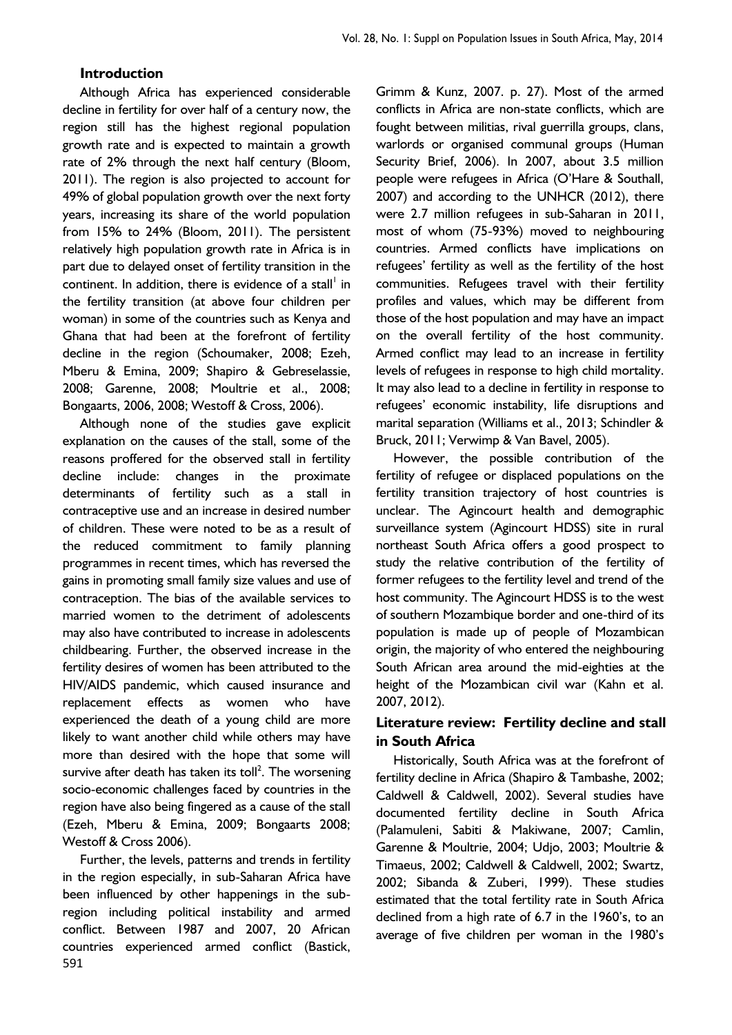## Introduction

Although Africa has experienced considerable decline in fertility for over half of a century now, the region still has the highest regional population growth rate and is expected to maintain a growth rate of 2% through the next half century (Bloom, 2011). The region is also projected to account for 49% of global population growth over the next forty years, increasing its share of the world population from 15% to 24% (Bloom, 2011). The persistent relatively high population growth rate in Africa is in part due to delayed onset of fertility transition in the continent. In addition, there is evidence of a stall[1] in the fertility transition (at above four children per woman) in some of the countries such as Kenya and Ghana that had been at the forefront of fertility decline in the region (Schoumaker, 2008; Ezeh, Mberu & Emina, 2009; Shapiro & Gebreselassie, 2008; Garenne, 2008; Moultrie et al., 2008; Bongaarts, 2006, 2008; Westoff & Cross, 2006).

Although none of the studies gave explicit explanation on the causes of the stall, some of the reasons proffered for the observed stall in fertility decline include: changes in the proximate determinants of fertility such as a stall in contraceptive use and an increase in desired number of children. These were noted to be as a result of the reduced commitment to family planning programmes in recent times, which has reversed the gains in promoting small family size values and use of contraception. The bias of the available services to married women to the detriment of adolescents may also have contributed to increase in adolescents childbearing. Further, the observed increase in the fertility desires of women has been attributed to the HIV/AIDS pandemic, which caused insurance and replacement effects as women who have experienced the death of a young child are more likely to want another child while others may have more than desired with the hope that some will survive after death has taken its toll[2]. The worsening socio-economic challenges faced by countries in the region have also being fingered as a cause of the stall (Ezeh, Mberu & Emina, 2009; Bongaarts 2008; Westoff & Cross 2006).

Further, the levels, patterns and trends in fertility in the region especially, in sub-Saharan Africa have been influenced by other happenings in the sub-region including political instability and armed conflict. Between 1987 and 2007, 20 African countries experienced armed conflict (Bastick, Grimm & Kunz, 2007. p. 27). Most of the armed conflicts in Africa are non-state conflicts, which are fought between militias, rival guerrilla groups, clans, warlords or organised communal groups (Human Security Brief, 2006). In 2007, about 3.5 million people were refugees in Africa (O'Hare & Southall, 2007) and according to the UNHCR (2012), there were 2.7 million refugees in sub-Saharan in 2011, most of whom (75-93%) moved to neighbouring countries. Armed conflicts have implications on refugees' fertility as well as the fertility of the host communities. Refugees travel with their fertility profiles and values, which may be different from those of the host population and may have an impact on the overall fertility of the host community. Armed conflict may lead to an increase in fertility levels of refugees in response to high child mortality. It may also lead to a decline in fertility in response to refugees' economic instability, life disruptions and marital separation (Williams et al., 2013; Schindler & Bruck, 2011; Verwimp & Van Bavel, 2005).

However, the possible contribution of the fertility of refugee or displaced populations on the fertility transition trajectory of host countries is unclear. The Agincourt health and demographic surveillance system (Agincourt HDSS) site in rural northeast South Africa offers a good prospect to study the relative contribution of the fertility of former refugees to the fertility level and trend of the host community. The Agincourt HDSS is to the west of southern Mozambique border and one-third of its population is made up of people of Mozambican origin, the majority of who entered the neighbouring South African area around the mid-eighties at the height of the Mozambican civil war (Kahn et al. 2007, 2012).

## Literature review: Fertility decline and stall in South Africa

Historically, South Africa was at the forefront of fertility decline in Africa (Shapiro & Tambashe, 2002; Caldwell & Caldwell, 2002). Several studies have documented fertility decline in South Africa (Palamuleni, Sabiti & Makiwane, 2007; Camlin, Garenne & Moultrie, 2004; Udjo, 2003; Moultrie & Timaeus, 2002; Caldwell & Caldwell, 2002; Swartz, 2002; Sibanda & Zuberi, 1999). These studies estimated that the total fertility rate in South Africa declined from a high rate of 6.7 in the 1960's, to an average of five children per woman in the 1980's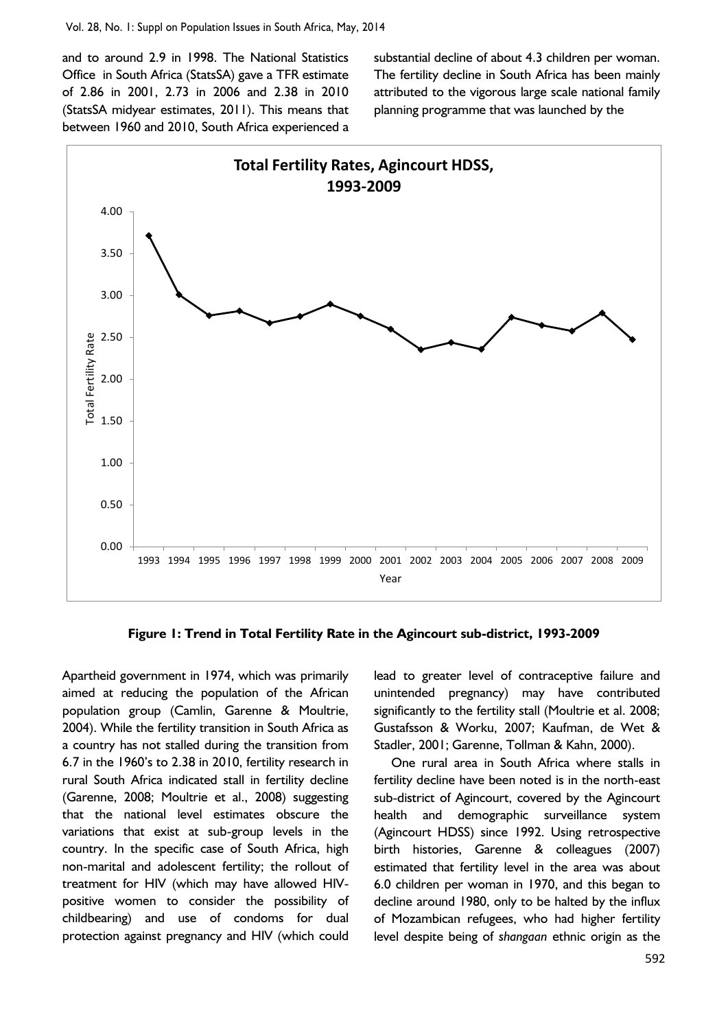and to around 2.9 in 1998. The National Statistics Office in South Africa (StatsSA) gave a TFR estimate of 2.86 in 2001, 2.73 in 2006 and 2.38 in 2010 (StatsSA midyear estimates, 2011). This means that between 1960 and 2010, South Africa experienced a substantial decline of about 4.3 children per woman. The fertility decline in South Africa has been mainly attributed to the vigorous large scale national family planning programme that was launched by the Apartheid government in 1974, which was primarily aimed at reducing the population of the African population group (Camlin, Garenne & Moultrie, 2004). While the fertility transition in South Africa as a country has not stalled during the transition from 6.7 in the 1960's to 2.38 in 2010, fertility research in rural South Africa indicated stall in fertility decline (Garenne, 2008; Moultrie et al., 2008) suggesting that the national level estimates obscure the variations that exist at sub-group levels in the country. In the specific case of South Africa, high non-marital and adolescent fertility; the rollout of treatment for HIV (which may have allowed HIV-positive women to consider the possibility of childbearing) and use of condoms for dual protection against pregnancy and HIV (which could lead to greater level of contraceptive failure and unintended pregnancy) may have contributed significantly to the fertility stall (Moultrie et al. 2008; Gustafsson & Worku, 2007; Kaufman, de Wet & Stadler, 2001; Garenne, Tollman & Kahn, 2000).

**Figure 1: Trend in Total Fertility Rate in the Agincourt sub-district, 1993-2009**

One rural area in South Africa where stalls in fertility decline have been noted is in the north-east sub-district of Agincourt, covered by the Agincourt health and demographic surveillance system (Agincourt HDSS) since 1992. Using retrospective birth histories, Garenne & colleagues (2007) estimated that fertility level in the area was about 6.0 children per woman in 1970, and this began to decline around 1980, only to be halted by the influx of Mozambican refugees, who had higher fertility level despite being of *shangaan* ethnic origin as the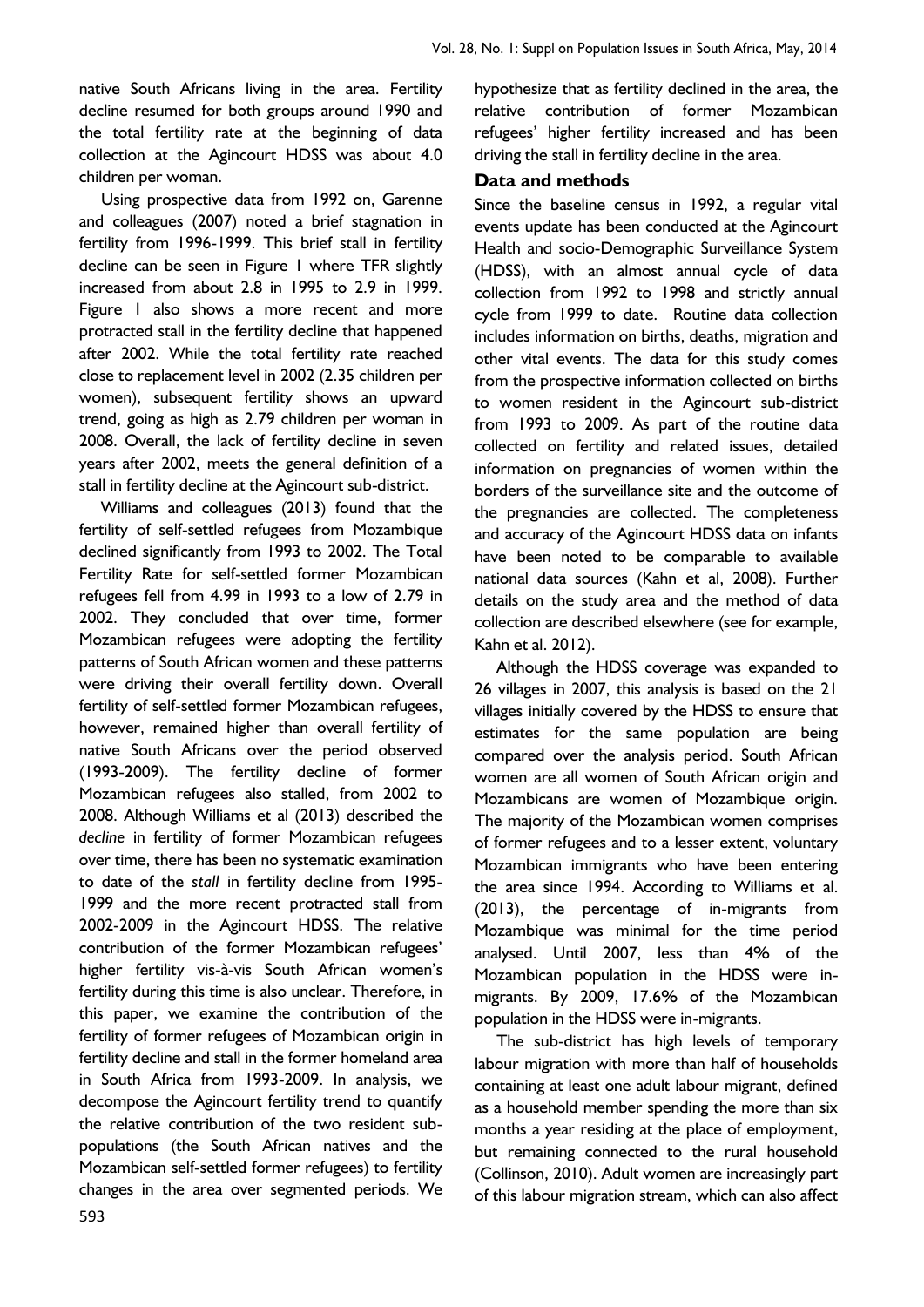native South Africans living in the area. Fertility decline resumed for both groups around 1990 and the total fertility rate at the beginning of data collection at the Agincourt HDSS was about 4.0 children per woman.

Using prospective data from 1992 on, Garenne and colleagues (2007) noted a brief stagnation in fertility from 1996-1999. This brief stall in fertility decline can be seen in Figure 1 where TFR slightly increased from about 2.8 in 1995 to 2.9 in 1999. Figure 1 also shows a more recent and more protracted stall in the fertility decline that happened after 2002. While the total fertility rate reached close to replacement level in 2002 (2.35 children per women), subsequent fertility shows an upward trend, going as high as 2.79 children per woman in 2008. Overall, the lack of fertility decline in seven years after 2002, meets the general definition of a stall in fertility decline at the Agincourt sub-district.

Williams and colleagues (2013) found that the fertility of self-settled refugees from Mozambique declined significantly from 1993 to 2002. The Total Fertility Rate for self-settled former Mozambican refugees fell from 4.99 in 1993 to a low of 2.79 in 2002. They concluded that over time, former Mozambican refugees were adopting the fertility patterns of South African women and these patterns were driving their overall fertility down. Overall fertility of self-settled former Mozambican refugees, however, remained higher than overall fertility of native South Africans over the period observed (1993-2009). The fertility decline of former Mozambican refugees also stalled, from 2002 to 2008. Although Williams et al (2013) described the *decline* in fertility of former Mozambican refugees over time, there has been no systematic examination to date of the *stall* in fertility decline from 1995-1999 and the more recent protracted stall from 2002-2009 in the Agincourt HDSS. The relative contribution of the former Mozambican refugees' higher fertility vis-à-vis South African women's fertility during this time is also unclear. Therefore, in this paper, we examine the contribution of the fertility of former refugees of Mozambican origin in fertility decline and stall in the former homeland area in South Africa from 1993-2009. In analysis, we decompose the Agincourt fertility trend to quantify the relative contribution of the two resident sub-populations (the South African natives and the Mozambican self-settled former refugees) to fertility changes in the area over segmented periods. We hypothesize that as fertility declined in the area, the relative contribution of former Mozambican refugees' higher fertility increased and has been driving the stall in fertility decline in the area.

## Data and methods

Since the baseline census in 1992, a regular vital events update has been conducted at the Agincourt Health and socio-Demographic Surveillance System (HDSS), with an almost annual cycle of data collection from 1992 to 1998 and strictly annual cycle from 1999 to date. Routine data collection includes information on births, deaths, migration and other vital events. The data for this study comes from the prospective information collected on births to women resident in the Agincourt sub-district from 1993 to 2009. As part of the routine data collected on fertility and related issues, detailed information on pregnancies of women within the borders of the surveillance site and the outcome of the pregnancies are collected. The completeness and accuracy of the Agincourt HDSS data on infants have been noted to be comparable to available national data sources (Kahn et al, 2008). Further details on the study area and the method of data collection are described elsewhere (see for example, Kahn et al. 2012).

Although the HDSS coverage was expanded to 26 villages in 2007, this analysis is based on the 21 villages initially covered by the HDSS to ensure that estimates for the same population are being compared over the analysis period. South African women are all women of South African origin and Mozambicans are women of Mozambique origin. The majority of the Mozambican women comprises of former refugees and to a lesser extent, voluntary Mozambican immigrants who have been entering the area since 1994. According to Williams et al. (2013), the percentage of in-migrants from Mozambique was minimal for the time period analysed. Until 2007, less than 4% of the Mozambican population in the HDSS were in-migrants. By 2009, 17.6% of the Mozambican population in the HDSS were in-migrants.

The sub-district has high levels of temporary labour migration with more than half of households containing at least one adult labour migrant, defined as a household member spending the more than six months a year residing at the place of employment, but remaining connected to the rural household (Collinson, 2010). Adult women are increasingly part of this labour migration stream, which can also affect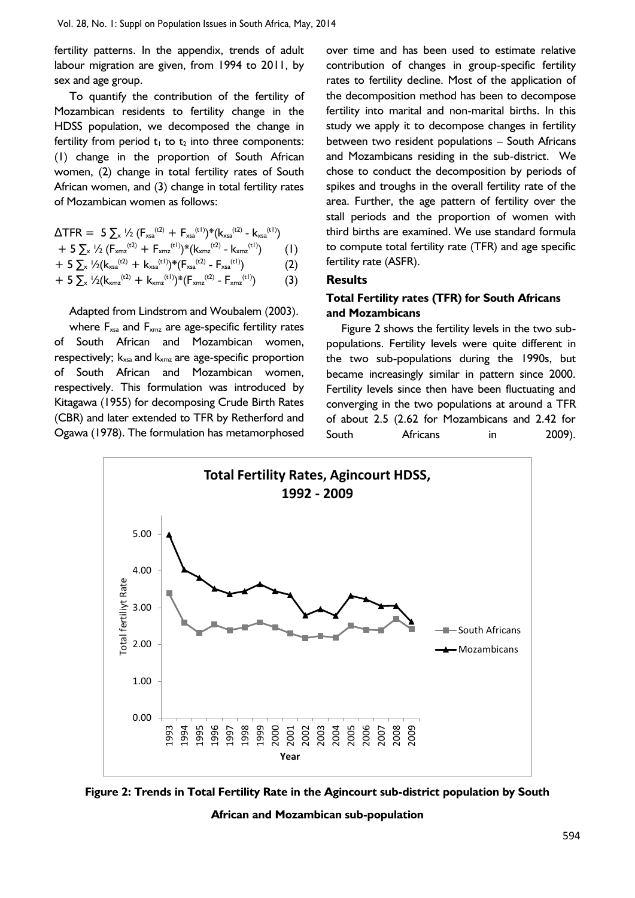fertility patterns. In the appendix, trends of adult labour migration are given, from 1994 to 2011, by sex and age group.

To quantify the contribution of the fertility of Mozambican residents to fertility change in the HDSS population, we decomposed the change in fertility from period $t_1$ to $t_2$ into three components: (1) change in the proportion of South African women, (2) change in total fertility rates of South African women, and (3) change in total fertility rates of Mozambican women as follows:

$$\Delta TFR = 5 \sum_x \tfrac{1}{2} (F_{xsa}^{(t2)} + F_{xsa}^{(t1)})*(k_{xsa}^{(t2)} - k_{xsa}^{(t1)})$$
$$+ 5 \sum_x \tfrac{1}{2} (F_{xmz}^{(t2)} + F_{xmz}^{(t1)})*(k_{xmz}^{(t2)} - k_{xmz}^{(t1)}) \qquad (1)$$
$$+ 5 \sum_x \tfrac{1}{2}(k_{xsa}^{(t2)} + k_{xsa}^{(t1)})*(F_{xsa}^{(t2)} - F_{xsa}^{(t1)}) \qquad (2)$$
$$+ 5 \sum_x \tfrac{1}{2}(k_{xmz}^{(t2)} + k_{xmz}^{(t1)})*(F_{xmz}^{(t2)} - F_{xmz}^{(t1)}) \qquad (3)$$

Adapted from Lindstrom and Woubalem (2003).

where $F_{xsa}$ and $F_{xmz}$ are age-specific fertility rates of South African and Mozambican women, respectively; $k_{xsa}$ and $k_{xmz}$ are age-specific proportion of South African and Mozambican women, respectively. This formulation was introduced by Kitagawa (1955) for decomposing Crude Birth Rates (CBR) and later extended to TFR by Retherford and Ogawa (1978). The formulation has metamorphosed over time and has been used to estimate relative contribution of changes in group-specific fertility rates to fertility decline. Most of the application of the decomposition method has been to decompose fertility into marital and non-marital births. In this study we apply it to decompose changes in fertility between two resident populations – South Africans and Mozambicans residing in the sub-district. We chose to conduct the decomposition by periods of spikes and troughs in the overall fertility rate of the area. Further, the age pattern of fertility over the stall periods and the proportion of women with third births are examined. We use standard formula to compute total fertility rate (TFR) and age specific fertility rate (ASFR).

## Results

### Total Fertility rates (TFR) for South Africans and Mozambicans

Figure 2 shows the fertility levels in the two sub-populations. Fertility levels were quite different in the two sub-populations during the 1990s, but became increasingly similar in pattern since 2000. Fertility levels since then have been fluctuating and converging in the two populations at around a TFR of about 2.5 (2.62 for Mozambicans and 2.42 for South Africans in 2009).

**Figure 2: Trends in Total Fertility Rate in the Agincourt sub-district population by South African and Mozambican sub-population**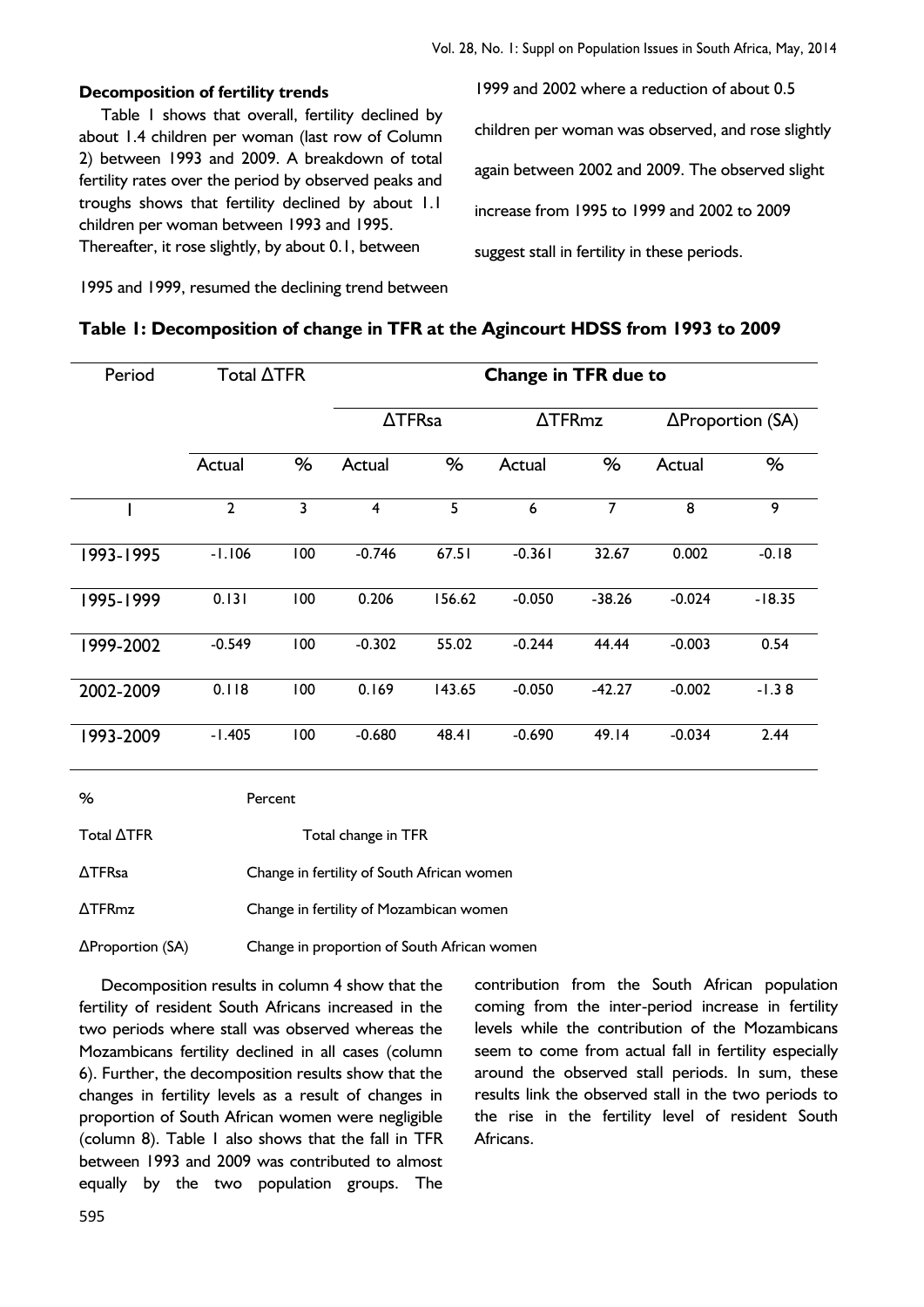### Decomposition of fertility trends

Table 1 shows that overall, fertility declined by about 1.4 children per woman (last row of Column 2) between 1993 and 2009. A breakdown of total fertility rates over the period by observed peaks and troughs shows that fertility declined by about 1.1 children per woman between 1993 and 1995. Thereafter, it rose slightly, by about 0.1, between 1995 and 1999, resumed the declining trend between 1999 and 2002 where a reduction of about 0.5 children per woman was observed, and rose slightly again between 2002 and 2009. The observed slight increase from 1995 to 1999 and 2002 to 2009 suggest stall in fertility in these periods.

**Table 1: Decomposition of change in TFR at the Agincourt HDSS from 1993 to 2009**

| Period | Total ΔTFR | | Change in TFR due to | | | | | |
|---|---|---|---|---|---|---|---|---|
| | | | ΔTFRsa | | ΔTFRmz | | ΔProportion (SA) | |
| | Actual | % | Actual | % | Actual | % | Actual | % |
| 1 | 2 | 3 | 4 | 5 | 6 | 7 | 8 | 9 |
| 1993-1995 | -1.106 | 100 | -0.746 | 67.51 | -0.361 | 32.67 | 0.002 | -0.18 |
| 1995-1999 | 0.131 | 100 | 0.206 | 156.62 | -0.050 | -38.26 | -0.024 | -18.35 |
| 1999-2002 | -0.549 | 100 | -0.302 | 55.02 | -0.244 | 44.44 | -0.003 | 0.54 |
| 2002-2009 | 0.118 | 100 | 0.169 | 143.65 | -0.050 | -42.27 | -0.002 | -1.3 8 |
| 1993-2009 | -1.405 | 100 | -0.680 | 48.41 | -0.690 | 49.14 | -0.034 | 2.44 |

% Percent

Total ΔTFR Total change in TFR

ΔTFRsa Change in fertility of South African women

ΔTFRmz Change in fertility of Mozambican women

ΔProportion (SA) Change in proportion of South African women

Decomposition results in column 4 show that the fertility of resident South Africans increased in the two periods where stall was observed whereas the Mozambicans fertility declined in all cases (column 6). Further, the decomposition results show that the changes in fertility levels as a result of changes in proportion of South African women were negligible (column 8). Table 1 also shows that the fall in TFR between 1993 and 2009 was contributed to almost equally by the two population groups. The contribution from the South African population coming from the inter-period increase in fertility levels while the contribution of the Mozambicans seem to come from actual fall in fertility especially around the observed stall periods. In sum, these results link the observed stall in the two periods to the rise in the fertility level of resident South Africans.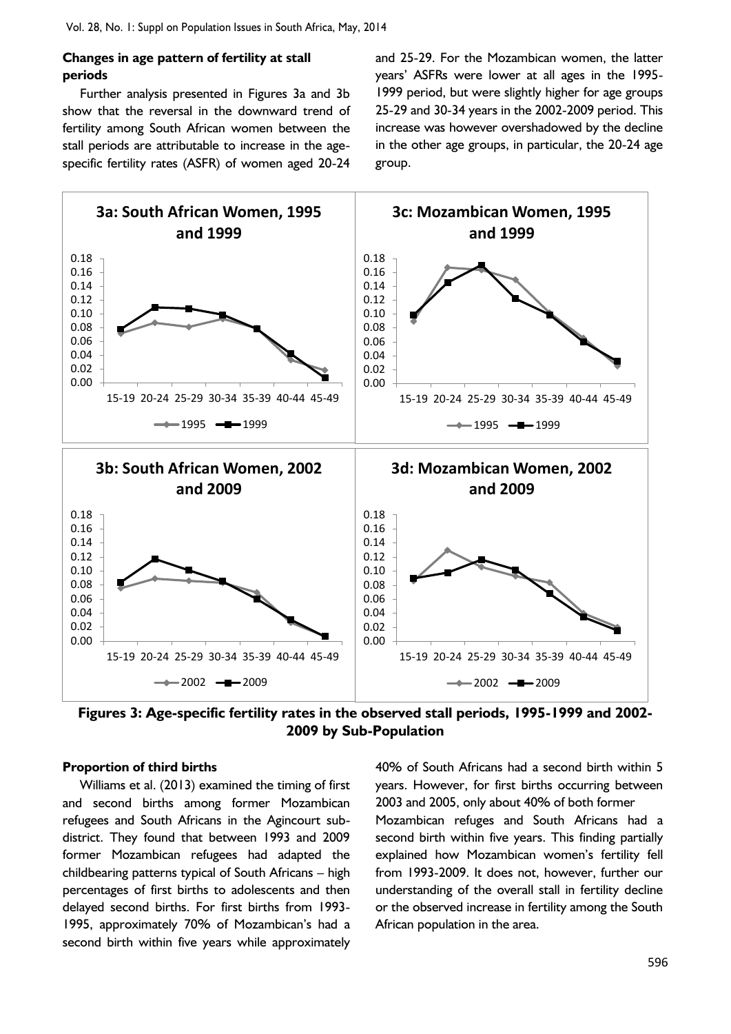### Changes in age pattern of fertility at stall periods

Further analysis presented in Figures 3a and 3b show that the reversal in the downward trend of fertility among South African women between the stall periods are attributable to increase in the age-specific fertility rates (ASFR) of women aged 20-24 and 25-29. For the Mozambican women, the latter years' ASFRs were lower at all ages in the 1995-1999 period, but were slightly higher for age groups 25-29 and 30-34 years in the 2002-2009 period. This increase was however overshadowed by the decline in the other age groups, in particular, the 20-24 age group.

**Figures 3: Age-specific fertility rates in the observed stall periods, 1995-1999 and 2002-2009 by Sub-Population**

### Proportion of third births

Williams et al. (2013) examined the timing of first and second births among former Mozambican refugees and South Africans in the Agincourt sub-district. They found that between 1993 and 2009 former Mozambican refugees had adapted the childbearing patterns typical of South Africans – high percentages of first births to adolescents and then delayed second births. For first births from 1993-1995, approximately 70% of Mozambican's had a second birth within five years while approximately 40% of South Africans had a second birth within 5 years. However, for first births occurring between 2003 and 2005, only about 40% of both former Mozambican refuges and South Africans had a second birth within five years. This finding partially explained how Mozambican women's fertility fell from 1993-2009. It does not, however, further our understanding of the overall stall in fertility decline or the observed increase in fertility among the South African population in the area.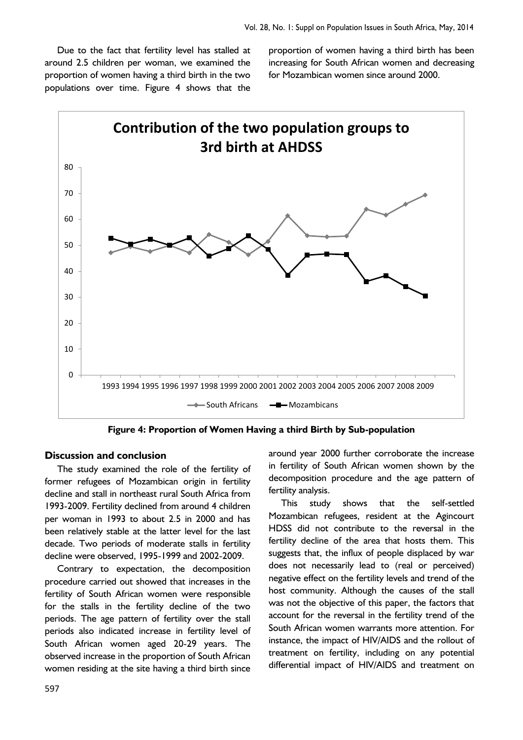Due to the fact that fertility level has stalled at around 2.5 children per woman, we examined the proportion of women having a third birth in the two populations over time. Figure 4 shows that the proportion of women having a third birth has been increasing for South African women and decreasing for Mozambican women since around 2000.

**Figure 4: Proportion of Women Having a third Birth by Sub-population**

## Discussion and conclusion

The study examined the role of the fertility of former refugees of Mozambican origin in fertility decline and stall in northeast rural South Africa from 1993-2009. Fertility declined from around 4 children per woman in 1993 to about 2.5 in 2000 and has been relatively stable at the latter level for the last decade. Two periods of moderate stalls in fertility decline were observed, 1995-1999 and 2002-2009.

Contrary to expectation, the decomposition procedure carried out showed that increases in the fertility of South African women were responsible for the stalls in the fertility decline of the two periods. The age pattern of fertility over the stall periods also indicated increase in fertility level of South African women aged 20-29 years. The observed increase in the proportion of South African women residing at the site having a third birth since around year 2000 further corroborate the increase in fertility of South African women shown by the decomposition procedure and the age pattern of fertility analysis.

This study shows that the self-settled Mozambican refugees, resident at the Agincourt HDSS did not contribute to the reversal in the fertility decline of the area that hosts them. This suggests that, the influx of people displaced by war does not necessarily lead to (real or perceived) negative effect on the fertility levels and trend of the host community. Although the causes of the stall was not the objective of this paper, the factors that account for the reversal in the fertility trend of the South African women warrants more attention. For instance, the impact of HIV/AIDS and the rollout of treatment on fertility, including on any potential differential impact of HIV/AIDS and treatment on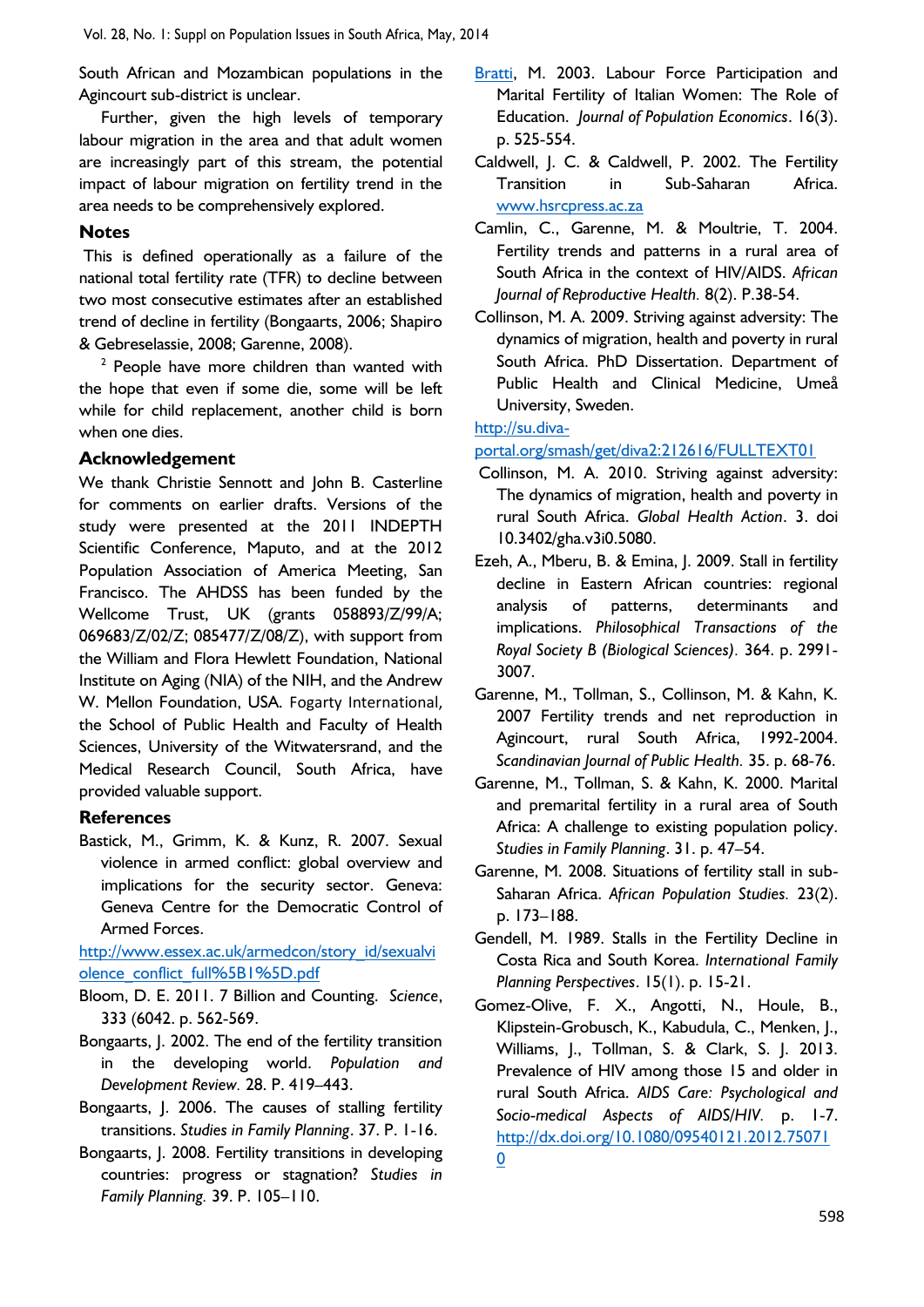South African and Mozambican populations in the Agincourt sub-district is unclear.

Further, given the high levels of temporary labour migration in the area and that adult women are increasingly part of this stream, the potential impact of labour migration on fertility trend in the area needs to be comprehensively explored.

## Notes

This is defined operationally as a failure of the national total fertility rate (TFR) to decline between two most consecutive estimates after an established trend of decline in fertility (Bongaarts, 2006; Shapiro & Gebreselassie, 2008; Garenne, 2008).

[2] People have more children than wanted with the hope that even if some die, some will be left while for child replacement, another child is born when one dies.

## Acknowledgement

We thank Christie Sennott and John B. Casterline for comments on earlier drafts. Versions of the study were presented at the 2011 INDEPTH Scientific Conference, Maputo, and at the 2012 Population Association of America Meeting, San Francisco. The AHDSS has been funded by the Wellcome Trust, UK (grants 058893/Z/99/A; 069683/Z/02/Z; 085477/Z/08/Z), with support from the William and Flora Hewlett Foundation, National Institute on Aging (NIA) of the NIH, and the Andrew W. Mellon Foundation, USA. Fogarty International, the School of Public Health and Faculty of Health Sciences, University of the Witwatersrand, and the Medical Research Council, South Africa, have provided valuable support.

## References

Bastick, M., Grimm, K. & Kunz, R. 2007. Sexual violence in armed conflict: global overview and implications for the security sector. Geneva: Geneva Centre for the Democratic Control of Armed Forces. http://www.essex.ac.uk/armedcon/story_id/sexualviolence_conflict_full%5B1%5D.pdf

Bloom, D. E. 2011. 7 Billion and Counting. *Science*, 333 (6042. p. 562-569.

Bongaarts, J. 2002. The end of the fertility transition in the developing world. *Population and Development Review*. 28. P. 419–443.

Bongaarts, J. 2006. The causes of stalling fertility transitions. *Studies in Family Planning*. 37. P. 1-16.

Bongaarts, J. 2008. Fertility transitions in developing countries: progress or stagnation? *Studies in Family Planning*. 39. P. 105–110.

Bratti, M. 2003. Labour Force Participation and Marital Fertility of Italian Women: The Role of Education. *Journal of Population Economics*. 16(3). p. 525-554.

Caldwell, J. C. & Caldwell, P. 2002. The Fertility Transition in Sub-Saharan Africa. www.hsrcpress.ac.za

Camlin, C., Garenne, M. & Moultrie, T. 2004. Fertility trends and patterns in a rural area of South Africa in the context of HIV/AIDS. *African Journal of Reproductive Health*. 8(2). P.38-54.

Collinson, M. A. 2009. Striving against adversity: The dynamics of migration, health and poverty in rural South Africa. PhD Dissertation. Department of Public Health and Clinical Medicine, Umeå University, Sweden. http://su.diva-portal.org/smash/get/diva2:212616/FULLTEXT01

Collinson, M. A. 2010. Striving against adversity: The dynamics of migration, health and poverty in rural South Africa. *Global Health Action*. 3. doi 10.3402/gha.v3i0.5080.

Ezeh, A., Mberu, B. & Emina, J. 2009. Stall in fertility decline in Eastern African countries: regional analysis of patterns, determinants and implications. *Philosophical Transactions of the Royal Society B (Biological Sciences)*. 364. p. 2991-3007.

Garenne, M., Tollman, S., Collinson, M. & Kahn, K. 2007 Fertility trends and net reproduction in Agincourt, rural South Africa, 1992-2004. *Scandinavian Journal of Public Health*. 35. p. 68-76.

Garenne, M., Tollman, S. & Kahn, K. 2000. Marital and premarital fertility in a rural area of South Africa: A challenge to existing population policy. *Studies in Family Planning*. 31. p. 47–54.

Garenne, M. 2008. Situations of fertility stall in sub-Saharan Africa. *African Population Studies*. 23(2). p. 173–188.

Gendell, M. 1989. Stalls in the Fertility Decline in Costa Rica and South Korea. *International Family Planning Perspectives*. 15(1). p. 15-21.

Gomez-Olive, F. X., Angotti, N., Houle, B., Klipstein-Grobusch, K., Kabudula, C., Menken, J., Williams, J., Tollman, S. & Clark, S. J. 2013. Prevalence of HIV among those 15 and older in rural South Africa. *AIDS Care: Psychological and Socio-medical Aspects of AIDS/HIV*. p. 1-7. http://dx.doi.org/10.1080/09540121.2012.750710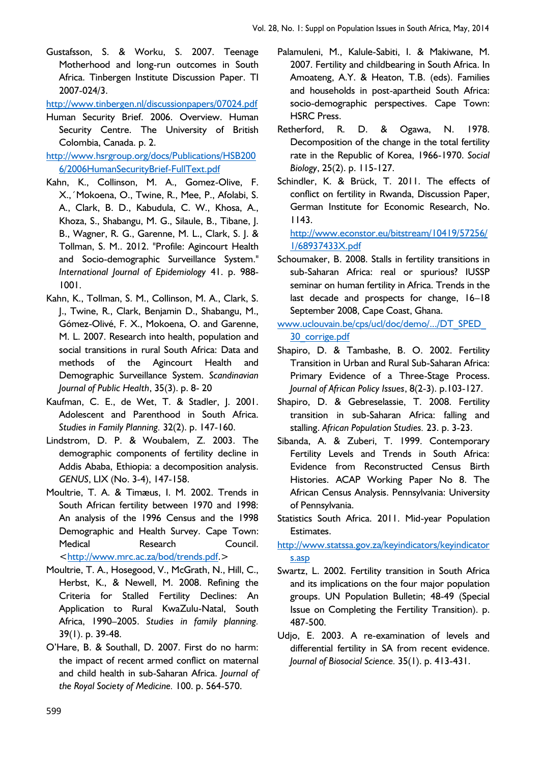Gustafsson, S. & Worku, S. 2007. Teenage Motherhood and long-run outcomes in South Africa. Tinbergen Institute Discussion Paper. TI 2007-024/3.

http://www.tinbergen.nl/discussionpapers/07024.pdf

Human Security Brief. 2006. Overview. Human Security Centre. The University of British Colombia, Canada. p. 2.

http://www.hsrgroup.org/docs/Publications/HSB2006/2006HumanSecurityBrief-FullText.pdf

Kahn, K., Collinson, M. A., Gomez-Olive, F. X.,´Mokoena, O., Twine, R., Mee, P., Afolabi, S. A., Clark, B. D., Kabudula, C. W., Khosa, A., Khoza, S., Shabangu, M. G., Silaule, B., Tibane, J. B., Wagner, R. G., Garenne, M. L., Clark, S. J. & Tollman, S. M.. 2012. "Profile: Agincourt Health and Socio-demographic Surveillance System." *International Journal of Epidemiology* 41. p. 988-1001.

Kahn, K., Tollman, S. M., Collinson, M. A., Clark, S. J., Twine, R., Clark, Benjamin D., Shabangu, M., Gómez-Olivé, F. X., Mokoena, O. and Garenne, M. L. 2007. Research into health, population and social transitions in rural South Africa: Data and methods of the Agincourt Health and Demographic Surveillance System. *Scandinavian Journal of Public Health*, 35(3). p. 8- 20

Kaufman, C. E., de Wet, T. & Stadler, J. 2001. Adolescent and Parenthood in South Africa. *Studies in Family Planning.* 32(2). p. 147-160.

Lindstrom, D. P. & Woubalem, Z. 2003. The demographic components of fertility decline in Addis Ababa, Ethiopia: a decomposition analysis. *GENUS*, LIX (No. 3-4), 147-158.

Moultrie, T. A. & Timæus, I. M. 2002. Trends in South African fertility between 1970 and 1998: An analysis of the 1996 Census and the 1998 Demographic and Health Survey. Cape Town: Medical Research Council. <http://www.mrc.ac.za/bod/trends.pdf.>

Moultrie, T. A., Hosegood, V., McGrath, N., Hill, C., Herbst, K., & Newell, M. 2008. Refining the Criteria for Stalled Fertility Declines: An Application to Rural KwaZulu-Natal, South Africa, 1990–2005. *Studies in family planning.* 39(1). p. 39-48.

O'Hare, B. & Southall, D. 2007. First do no harm: the impact of recent armed conflict on maternal and child health in sub-Saharan Africa. *Journal of the Royal Society of Medicine.* 100. p. 564-570.

Palamuleni, M., Kalule-Sabiti, I. & Makiwane, M. 2007. Fertility and childbearing in South Africa. In Amoateng, A.Y. & Heaton, T.B. (eds). Families and households in post-apartheid South Africa: socio-demographic perspectives. Cape Town: HSRC Press.

Retherford, R. D. & Ogawa, N. 1978. Decomposition of the change in the total fertility rate in the Republic of Korea, 1966-1970. *Social Biology*, 25(2). p. 115-127.

Schindler, K. & Brück, T. 2011. The effects of conflict on fertility in Rwanda, Discussion Paper, German Institute for Economic Research, No. 1143. http://www.econstor.eu/bitstream/10419/57256/1/68937433X.pdf

Schoumaker, B. 2008. Stalls in fertility transitions in sub-Saharan Africa: real or spurious? IUSSP seminar on human fertility in Africa. Trends in the last decade and prospects for change, 16–18 September 2008, Cape Coast, Ghana.

www.uclouvain.be/cps/ucl/doc/demo/.../DT_SPED_30_corrige.pdf

Shapiro, D. & Tambashe, B. O. 2002. Fertility Transition in Urban and Rural Sub-Saharan Africa: Primary Evidence of a Three-Stage Process. *Journal of African Policy Issues*, 8(2-3). p.103-127.

Shapiro, D. & Gebreselassie, T. 2008. Fertility transition in sub-Saharan Africa: falling and stalling. *African Population Studies.* 23. p. 3-23.

Sibanda, A. & Zuberi, T. 1999. Contemporary Fertility Levels and Trends in South Africa: Evidence from Reconstructed Census Birth Histories. ACAP Working Paper No 8. The African Census Analysis. Pennsylvania: University of Pennsylvania.

Statistics South Africa. 2011. Mid-year Population Estimates.

http://www.statssa.gov.za/keyindicators/keyindicators.asp

Swartz, L. 2002. Fertility transition in South Africa and its implications on the four major population groups. UN Population Bulletin; 48-49 (Special Issue on Completing the Fertility Transition). p. 487-500.

Udjo, E. 2003. A re-examination of levels and differential fertility in SA from recent evidence. *Journal of Biosocial Science.* 35(1). p. 413-431.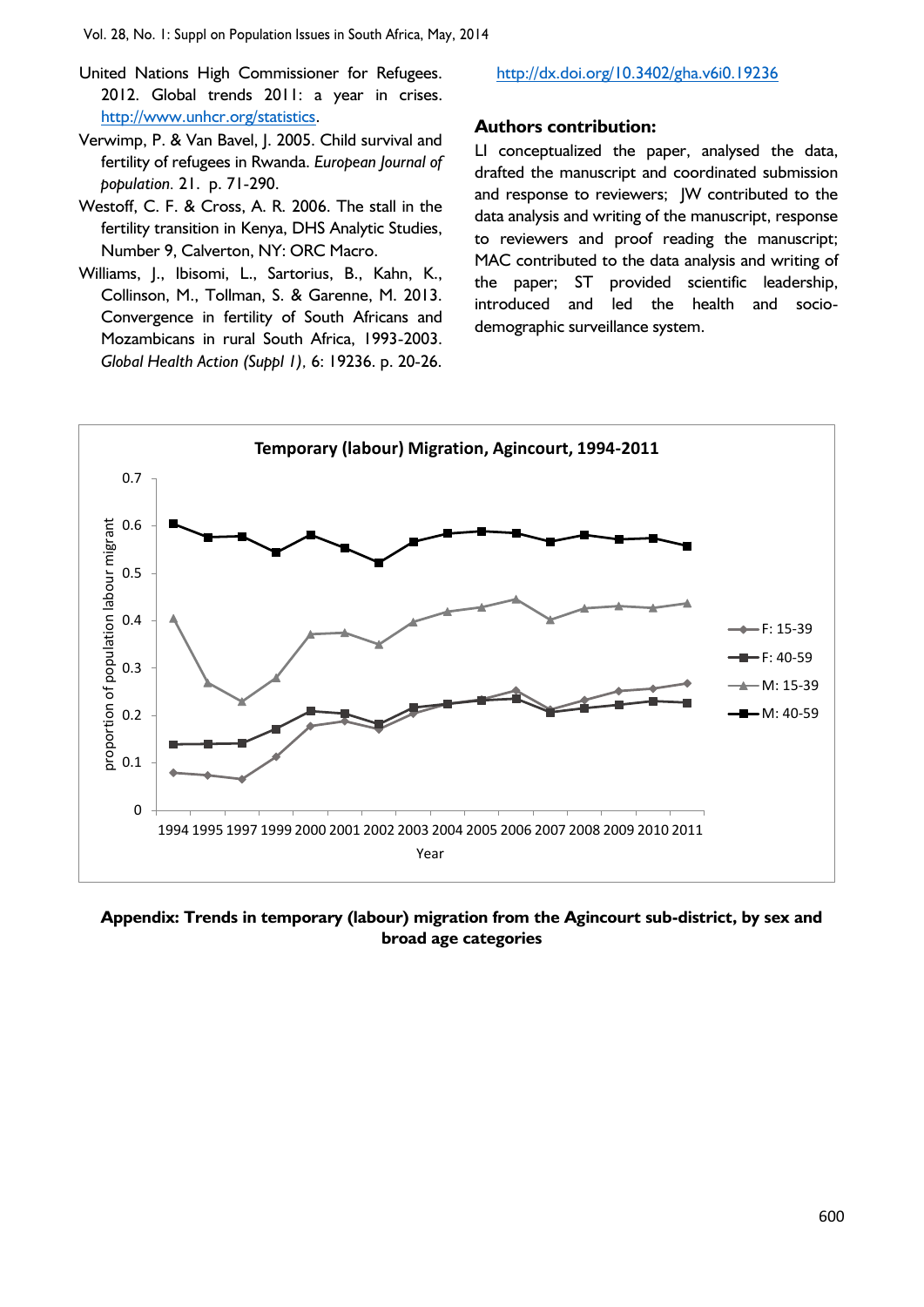United Nations High Commissioner for Refugees. 2012. Global trends 2011: a year in crises. http://www.unhcr.org/statistics.

Verwimp, P. & Van Bavel, J. 2005. Child survival and fertility of refugees in Rwanda. *European Journal of population*. 21. p. 71-290.

Westoff, C. F. & Cross, A. R. 2006. The stall in the fertility transition in Kenya, DHS Analytic Studies, Number 9, Calverton, NY: ORC Macro.

Williams, J., Ibisomi, L., Sartorius, B., Kahn, K., Collinson, M., Tollman, S. & Garenne, M. 2013. Convergence in fertility of South Africans and Mozambicans in rural South Africa, 1993-2003. *Global Health Action (Suppl 1)*, 6: 19236. p. 20-26. http://dx.doi.org/10.3402/gha.v6i0.19236

## Authors contribution:

LI conceptualized the paper, analysed the data, drafted the manuscript and coordinated submission and response to reviewers; JW contributed to the data analysis and writing of the manuscript, response to reviewers and proof reading the manuscript; MAC contributed to the data analysis and writing of the paper; ST provided scientific leadership, introduced and led the health and socio-demographic surveillance system.

Temporary (labour) Migration, Agincourt, 1994-2011

proportion of population labour migrant

0.7
0.6
0.5
0.4
0.3
0.2
0.1
0

1994 1995 1997 1999 2000 2001 2002 2003 2004 2005 2006 2007 2008 2009 2010 2011

Year

F: 15-39
F: 40-59
M: 15-39
M: 40-59

**Appendix: Trends in temporary (labour) migration from the Agincourt sub-district, by sex and broad age categories**